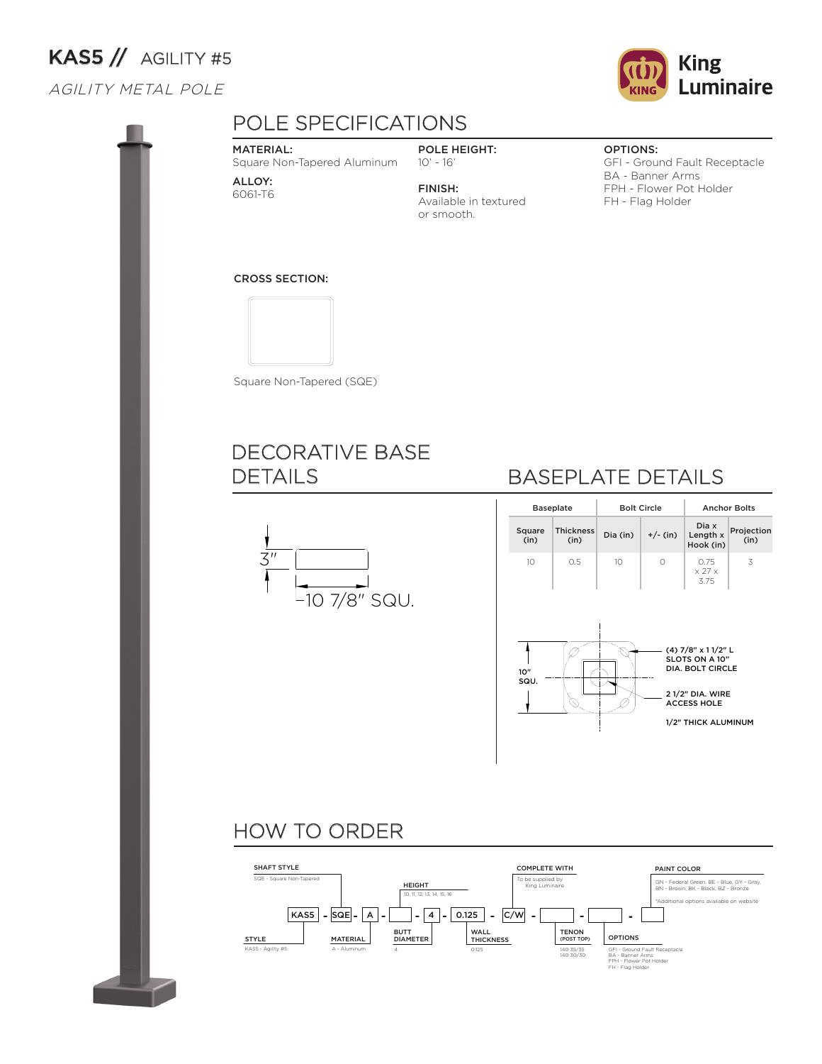# KAS5 // AGILITY #5

*AGILITY METAL POLE*

King Luminaire

## POLE SPECIFICATIONS

**MATERIAL:**
Square Non-Tapered Aluminum

**ALLOY:**
6061-T6

**POLE HEIGHT:**
10' - 16'

**FINISH:**
Available in textured or smooth.

**OPTIONS:**
GFI - Ground Fault Receptacle
BA - Banner Arms
FPH - Flower Pot Holder
FH - Flag Holder

**CROSS SECTION:**

Square Non-Tapered (SQE)

## DECORATIVE BASE DETAILS

3"

10 7/8" SQU.

## BASEPLATE DETAILS

| Baseplate | | Bolt Circle | | Anchor Bolts | |
|---|---|---|---|---|---|
| Square (in) | Thickness (in) | Dia (in) | +/- (in) | Dia x Length x Hook (in) | Projection (in) |
| 10 | 0.5 | 10 | 0 | 0.75 x 27 x 3.75 | 3 |

10" SQU.

(4) 7/8" x 1 1/2" L SLOTS ON A 10" DIA. BOLT CIRCLE

2 1/2" DIA. WIRE ACCESS HOLE

1/2" THICK ALUMINUM

## HOW TO ORDER

KAS5 - SQE - A - [ ] - 4 - 0.125 - C/W - [ ] - [ ] - [ ]

- **STYLE:** KAS5 - Agility #5
- **SHAFT STYLE:** SQE - Square Non-Tapered
- **MATERIAL:** A - Aluminum
- **HEIGHT:** 10, 11, 12, 13, 14, 15, 16
- **BUTT DIAMETER:** 4
- **WALL THICKNESS:** 0.125
- **COMPLETE WITH:** To be supplied by King Luminaire
- **TENON (POST TOP):** 140 35/35, 140 30/30
- **OPTIONS:** GFI - Ground Fault Receptacle, BA - Banner Arms, FPH - Flower Pot Holder, FH - Flag Holder
- **PAINT COLOR:** GN - Federal Green, BE - Blue, GY - Gray, BN - Brown, BK - Black, BZ - Bronze

  *Additional options available on website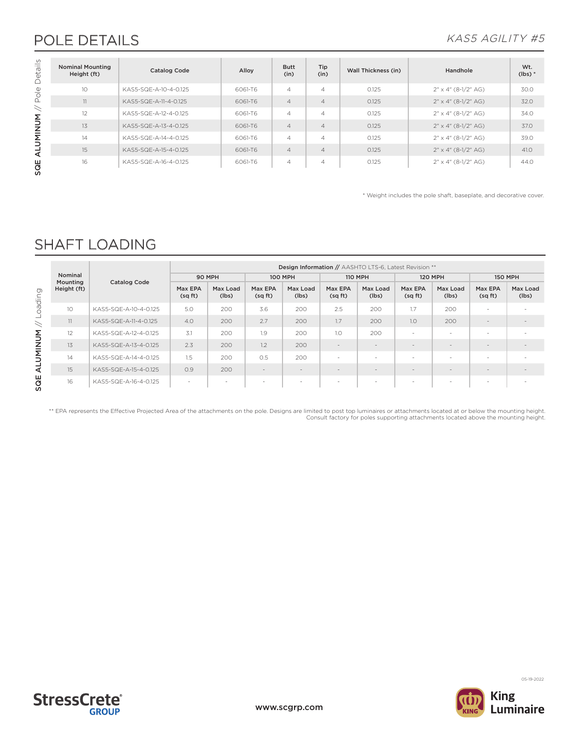# POLE DETAILS

*KAS5 AGILITY #5*

SQE ALUMINUM // Pole Details

| Nominal Mounting Height (ft) | Catalog Code | Alloy | Butt (in) | Tip (in) | Wall Thickness (in) | Handhole | Wt. (lbs) * |
|---|---|---|---|---|---|---|---|
| 10 | KAS5-SQE-A-10-4-0.125 | 6061-T6 | 4 | 4 | 0.125 | 2" x 4" (8-1/2" AG) | 30.0 |
| 11 | KAS5-SQE-A-11-4-0.125 | 6061-T6 | 4 | 4 | 0.125 | 2" x 4" (8-1/2" AG) | 32.0 |
| 12 | KAS5-SQE-A-12-4-0.125 | 6061-T6 | 4 | 4 | 0.125 | 2" x 4" (8-1/2" AG) | 34.0 |
| 13 | KAS5-SQE-A-13-4-0.125 | 6061-T6 | 4 | 4 | 0.125 | 2" x 4" (8-1/2" AG) | 37.0 |
| 14 | KAS5-SQE-A-14-4-0.125 | 6061-T6 | 4 | 4 | 0.125 | 2" x 4" (8-1/2" AG) | 39.0 |
| 15 | KAS5-SQE-A-15-4-0.125 | 6061-T6 | 4 | 4 | 0.125 | 2" x 4" (8-1/2" AG) | 41.0 |
| 16 | KAS5-SQE-A-16-4-0.125 | 6061-T6 | 4 | 4 | 0.125 | 2" x 4" (8-1/2" AG) | 44.0 |

\* Weight includes the pole shaft, baseplate, and decorative cover.

# SHAFT LOADING

SQE ALUMINUM // Loading

| Nominal Mounting Height (ft) | Catalog Code | **Design Information //** AASHTO LTS-6, Latest Revision ** | | | | | | | | | |
|---|---|---|---|---|---|---|---|---|---|---|---|
| | | 90 MPH | | 100 MPH | | 110 MPH | | 120 MPH | | 150 MPH | |
| | | Max EPA (sq ft) | Max Load (lbs) | Max EPA (sq ft) | Max Load (lbs) | Max EPA (sq ft) | Max Load (lbs) | Max EPA (sq ft) | Max Load (lbs) | Max EPA (sq ft) | Max Load (lbs) |
| 10 | KAS5-SQE-A-10-4-0.125 | 5.0 | 200 | 3.6 | 200 | 2.5 | 200 | 1.7 | 200 | - | - |
| 11 | KAS5-SQE-A-11-4-0.125 | 4.0 | 200 | 2.7 | 200 | 1.7 | 200 | 1.0 | 200 | - | - |
| 12 | KAS5-SQE-A-12-4-0.125 | 3.1 | 200 | 1.9 | 200 | 1.0 | 200 | - | - | - | - |
| 13 | KAS5-SQE-A-13-4-0.125 | 2.3 | 200 | 1.2 | 200 | - | - | - | - | - | - |
| 14 | KAS5-SQE-A-14-4-0.125 | 1.5 | 200 | 0.5 | 200 | - | - | - | - | - | - |
| 15 | KAS5-SQE-A-15-4-0.125 | 0.9 | 200 | - | - | - | - | - | - | - | - |
| 16 | KAS5-SQE-A-16-4-0.125 | - | - | - | - | - | - | - | - | - | - |

** EPA represents the Effective Projected Area of the attachments on the pole. Designs are limited to post top luminaires or attachments located at or below the mounting height. Consult factory for poles supporting attachments located above the mounting height.

05-19-2022

StressCrete GROUP

www.scgrp.com

King Luminaire